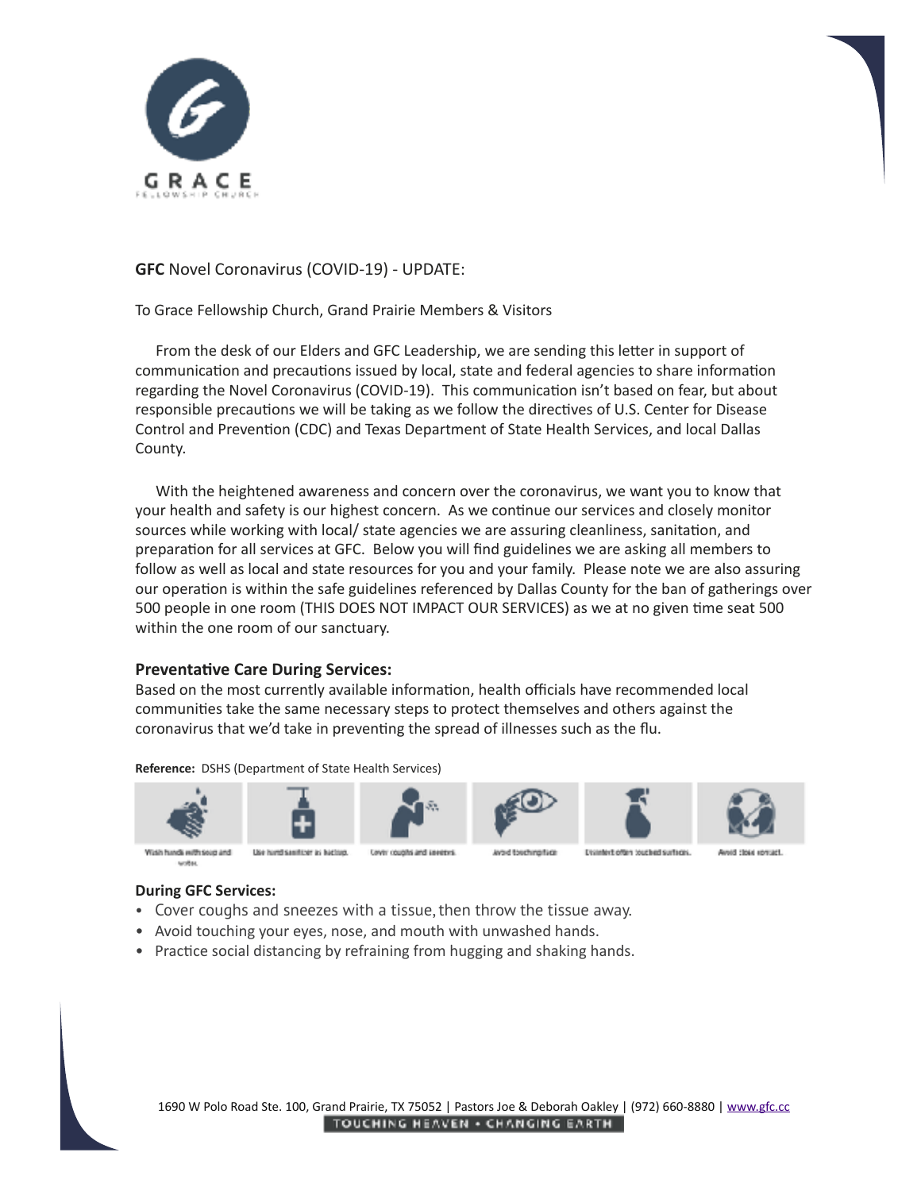GRACE FELLOWSHIP CHURCH

**GFC** Novel Coronavirus (COVID-19) - UPDATE:

To Grace Fellowship Church, Grand Prairie Members & Visitors

From the desk of our Elders and GFC Leadership, we are sending this letter in support of communication and precautions issued by local, state and federal agencies to share information regarding the Novel Coronavirus (COVID-19). This communication isn't based on fear, but about responsible precautions we will be taking as we follow the directives of U.S. Center for Disease Control and Prevention (CDC) and Texas Department of State Health Services, and local Dallas County.

With the heightened awareness and concern over the coronavirus, we want you to know that your health and safety is our highest concern. As we continue our services and closely monitor sources while working with local/ state agencies we are assuring cleanliness, sanitation, and preparation for all services at GFC. Below you will find guidelines we are asking all members to follow as well as local and state resources for you and your family. Please note we are also assuring our operation is within the safe guidelines referenced by Dallas County for the ban of gatherings over 500 people in one room (THIS DOES NOT IMPACT OUR SERVICES) as we at no given time seat 500 within the one room of our sanctuary.

### Preventative Care During Services:

Based on the most currently available information, health officials have recommended local communities take the same necessary steps to protect themselves and others against the coronavirus that we'd take in preventing the spread of illnesses such as the flu.

**Reference:** DSHS (Department of State Health Services)

Wash hands with soap and water. | Use hand sanitizer as backup. | Cover coughs and sneezes. | Avoid touching face. | Disinfect often touched surfaces. | Avoid close contact.

### During GFC Services:

- Cover coughs and sneezes with a tissue, then throw the tissue away.
- Avoid touching your eyes, nose, and mouth with unwashed hands.
- Practice social distancing by refraining from hugging and shaking hands.

1690 W Polo Road Ste. 100, Grand Prairie, TX 75052 | Pastors Joe & Deborah Oakley | (972) 660-8880 | www.gfc.cc

TOUCHING HEAVEN • CHANGING EARTH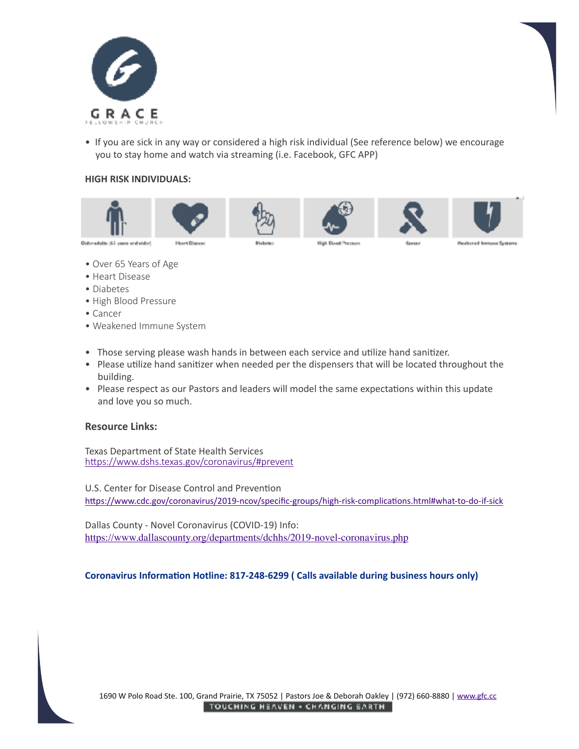GRACE
FELLOWSHIP CHURCH

- If you are sick in any way or considered a high risk individual (See reference below) we encourage you to stay home and watch via streaming (i.e. Facebook, GFC APP)

**HIGH RISK INDIVIDUALS:**

Older adults (65 years and older) | Heart Disease | Diabetes | High Blood Pressure | Cancer | Weakened Immune Systems

- Over 65 Years of Age
- Heart Disease
- Diabetes
- High Blood Pressure
- Cancer
- Weakened Immune System

- Those serving please wash hands in between each service and utilize hand sanitizer.
- Please utilize hand sanitizer when needed per the dispensers that will be located throughout the building.
- Please respect as our Pastors and leaders will model the same expectations within this update and love you so much.

**Resource Links:**

Texas Department of State Health Services
https://www.dshs.texas.gov/coronavirus/#prevent

U.S. Center for Disease Control and Prevention
https://www.cdc.gov/coronavirus/2019-ncov/specific-groups/high-risk-complications.html#what-to-do-if-sick

Dallas County - Novel Coronavirus (COVID-19) Info:
https://www.dallascounty.org/departments/dchhs/2019-novel-coronavirus.php

**Coronavirus Information Hotline: 817-248-6299 ( Calls available during business hours only)**

1690 W Polo Road Ste. 100, Grand Prairie, TX 75052 | Pastors Joe & Deborah Oakley | (972) 660-8880 | www.gfc.cc

TOUCHING HEAVEN • CHANGING EARTH